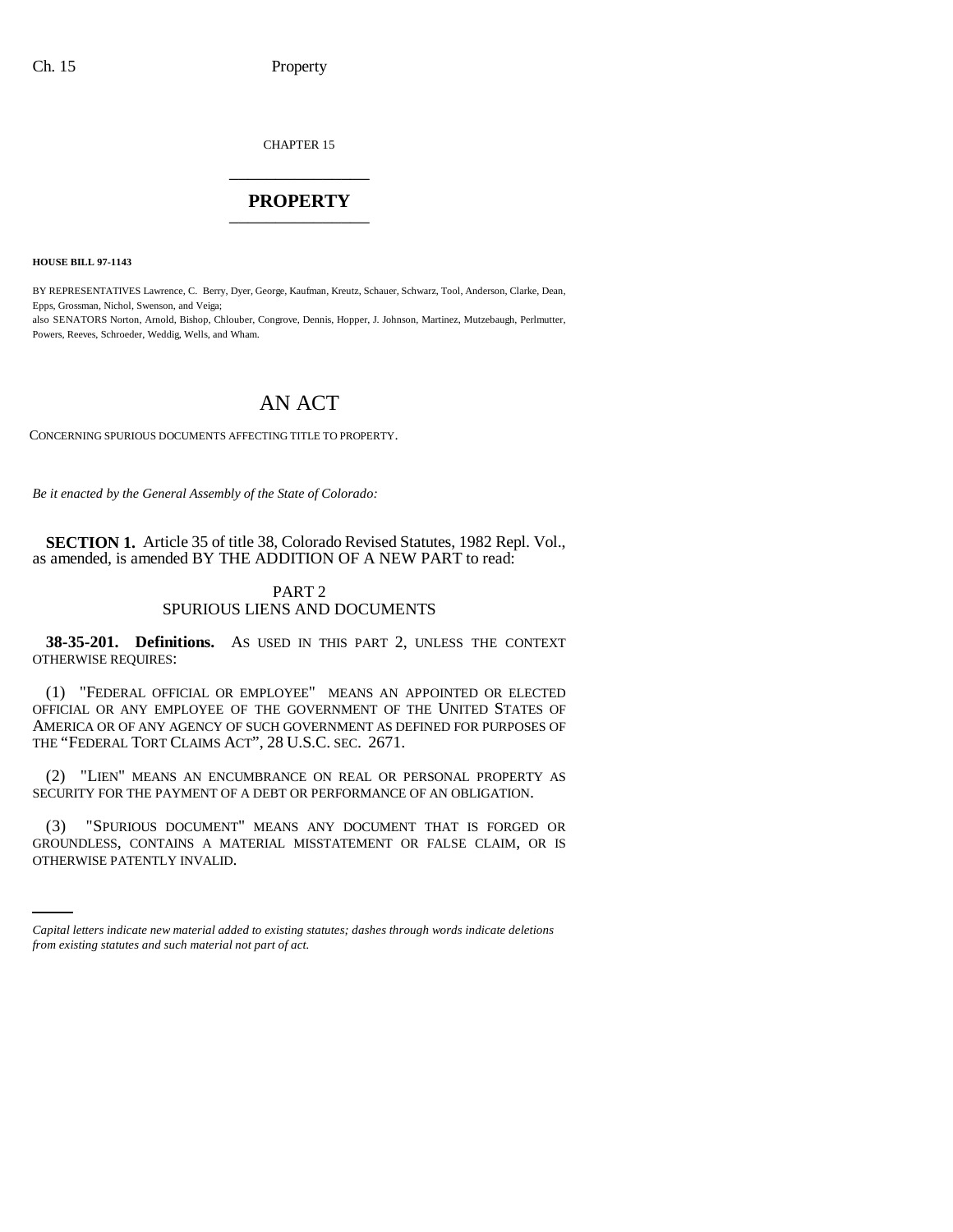CHAPTER 15

# PROPERTY

**HOUSE BILL 97-1143**

BY REPRESENTATIVES Lawrence, C. Berry, Dyer, George, Kaufman, Kreutz, Schauer, Schwarz, Tool, Anderson, Clarke, Dean, Epps, Grossman, Nichol, Swenson, and Veiga;
also SENATORS Norton, Arnold, Bishop, Chlouber, Congrove, Dennis, Hopper, J. Johnson, Martinez, Mutzebaugh, Perlmutter, Powers, Reeves, Schroeder, Weddig, Wells, and Wham.

# AN ACT

CONCERNING SPURIOUS DOCUMENTS AFFECTING TITLE TO PROPERTY.

*Be it enacted by the General Assembly of the State of Colorado:*

**SECTION 1.** Article 35 of title 38, Colorado Revised Statutes, 1982 Repl. Vol., as amended, is amended BY THE ADDITION OF A NEW PART to read:

PART 2
SPURIOUS LIENS AND DOCUMENTS

**38-35-201. Definitions.** AS USED IN THIS PART 2, UNLESS THE CONTEXT OTHERWISE REQUIRES:

(1) "FEDERAL OFFICIAL OR EMPLOYEE" MEANS AN APPOINTED OR ELECTED OFFICIAL OR ANY EMPLOYEE OF THE GOVERNMENT OF THE UNITED STATES OF AMERICA OR OF ANY AGENCY OF SUCH GOVERNMENT AS DEFINED FOR PURPOSES OF THE "FEDERAL TORT CLAIMS ACT", 28 U.S.C. SEC. 2671.

(2) "LIEN" MEANS AN ENCUMBRANCE ON REAL OR PERSONAL PROPERTY AS SECURITY FOR THE PAYMENT OF A DEBT OR PERFORMANCE OF AN OBLIGATION.

(3) "SPURIOUS DOCUMENT" MEANS ANY DOCUMENT THAT IS FORGED OR GROUNDLESS, CONTAINS A MATERIAL MISSTATEMENT OR FALSE CLAIM, OR IS OTHERWISE PATENTLY INVALID.

*Capital letters indicate new material added to existing statutes; dashes through words indicate deletions from existing statutes and such material not part of act.*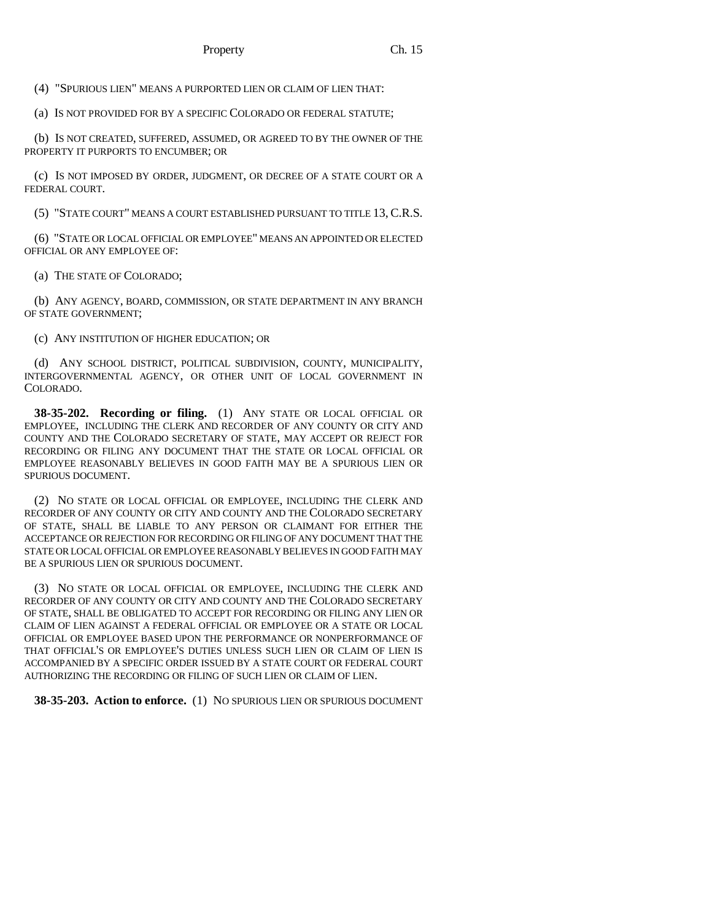(4) "SPURIOUS LIEN" MEANS A PURPORTED LIEN OR CLAIM OF LIEN THAT:

(a) IS NOT PROVIDED FOR BY A SPECIFIC COLORADO OR FEDERAL STATUTE;

(b) IS NOT CREATED, SUFFERED, ASSUMED, OR AGREED TO BY THE OWNER OF THE PROPERTY IT PURPORTS TO ENCUMBER; OR

(c) IS NOT IMPOSED BY ORDER, JUDGMENT, OR DECREE OF A STATE COURT OR A FEDERAL COURT.

(5) "STATE COURT" MEANS A COURT ESTABLISHED PURSUANT TO TITLE 13, C.R.S.

(6) "STATE OR LOCAL OFFICIAL OR EMPLOYEE" MEANS AN APPOINTED OR ELECTED OFFICIAL OR ANY EMPLOYEE OF:

(a) THE STATE OF COLORADO;

(b) ANY AGENCY, BOARD, COMMISSION, OR STATE DEPARTMENT IN ANY BRANCH OF STATE GOVERNMENT;

(c) ANY INSTITUTION OF HIGHER EDUCATION; OR

(d) ANY SCHOOL DISTRICT, POLITICAL SUBDIVISION, COUNTY, MUNICIPALITY, INTERGOVERNMENTAL AGENCY, OR OTHER UNIT OF LOCAL GOVERNMENT IN COLORADO.

**38-35-202. Recording or filing.** (1) ANY STATE OR LOCAL OFFICIAL OR EMPLOYEE, INCLUDING THE CLERK AND RECORDER OF ANY COUNTY OR CITY AND COUNTY AND THE COLORADO SECRETARY OF STATE, MAY ACCEPT OR REJECT FOR RECORDING OR FILING ANY DOCUMENT THAT THE STATE OR LOCAL OFFICIAL OR EMPLOYEE REASONABLY BELIEVES IN GOOD FAITH MAY BE A SPURIOUS LIEN OR SPURIOUS DOCUMENT.

(2) NO STATE OR LOCAL OFFICIAL OR EMPLOYEE, INCLUDING THE CLERK AND RECORDER OF ANY COUNTY OR CITY AND COUNTY AND THE COLORADO SECRETARY OF STATE, SHALL BE LIABLE TO ANY PERSON OR CLAIMANT FOR EITHER THE ACCEPTANCE OR REJECTION FOR RECORDING OR FILING OF ANY DOCUMENT THAT THE STATE OR LOCAL OFFICIAL OR EMPLOYEE REASONABLY BELIEVES IN GOOD FAITH MAY BE A SPURIOUS LIEN OR SPURIOUS DOCUMENT.

(3) NO STATE OR LOCAL OFFICIAL OR EMPLOYEE, INCLUDING THE CLERK AND RECORDER OF ANY COUNTY OR CITY AND COUNTY AND THE COLORADO SECRETARY OF STATE, SHALL BE OBLIGATED TO ACCEPT FOR RECORDING OR FILING ANY LIEN OR CLAIM OF LIEN AGAINST A FEDERAL OFFICIAL OR EMPLOYEE OR A STATE OR LOCAL OFFICIAL OR EMPLOYEE BASED UPON THE PERFORMANCE OR NONPERFORMANCE OF THAT OFFICIAL'S OR EMPLOYEE'S DUTIES UNLESS SUCH LIEN OR CLAIM OF LIEN IS ACCOMPANIED BY A SPECIFIC ORDER ISSUED BY A STATE COURT OR FEDERAL COURT AUTHORIZING THE RECORDING OR FILING OF SUCH LIEN OR CLAIM OF LIEN.

**38-35-203. Action to enforce.** (1) NO SPURIOUS LIEN OR SPURIOUS DOCUMENT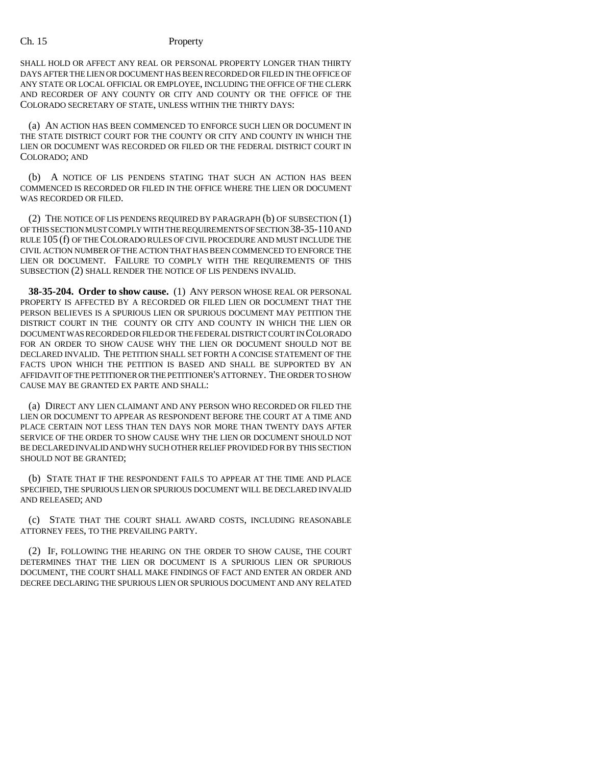SHALL HOLD OR AFFECT ANY REAL OR PERSONAL PROPERTY LONGER THAN THIRTY DAYS AFTER THE LIEN OR DOCUMENT HAS BEEN RECORDED OR FILED IN THE OFFICE OF ANY STATE OR LOCAL OFFICIAL OR EMPLOYEE, INCLUDING THE OFFICE OF THE CLERK AND RECORDER OF ANY COUNTY OR CITY AND COUNTY OR THE OFFICE OF THE COLORADO SECRETARY OF STATE, UNLESS WITHIN THE THIRTY DAYS:

(a) AN ACTION HAS BEEN COMMENCED TO ENFORCE SUCH LIEN OR DOCUMENT IN THE STATE DISTRICT COURT FOR THE COUNTY OR CITY AND COUNTY IN WHICH THE LIEN OR DOCUMENT WAS RECORDED OR FILED OR THE FEDERAL DISTRICT COURT IN COLORADO; AND

(b) A NOTICE OF LIS PENDENS STATING THAT SUCH AN ACTION HAS BEEN COMMENCED IS RECORDED OR FILED IN THE OFFICE WHERE THE LIEN OR DOCUMENT WAS RECORDED OR FILED.

(2) THE NOTICE OF LIS PENDENS REQUIRED BY PARAGRAPH (b) OF SUBSECTION (1) OF THIS SECTION MUST COMPLY WITH THE REQUIREMENTS OF SECTION 38-35-110 AND RULE 105 (f) OF THE COLORADO RULES OF CIVIL PROCEDURE AND MUST INCLUDE THE CIVIL ACTION NUMBER OF THE ACTION THAT HAS BEEN COMMENCED TO ENFORCE THE LIEN OR DOCUMENT. FAILURE TO COMPLY WITH THE REQUIREMENTS OF THIS SUBSECTION (2) SHALL RENDER THE NOTICE OF LIS PENDENS INVALID.

**38-35-204. Order to show cause.** (1) ANY PERSON WHOSE REAL OR PERSONAL PROPERTY IS AFFECTED BY A RECORDED OR FILED LIEN OR DOCUMENT THAT THE PERSON BELIEVES IS A SPURIOUS LIEN OR SPURIOUS DOCUMENT MAY PETITION THE DISTRICT COURT IN THE COUNTY OR CITY AND COUNTY IN WHICH THE LIEN OR DOCUMENT WAS RECORDED OR FILED OR THE FEDERAL DISTRICT COURT IN COLORADO FOR AN ORDER TO SHOW CAUSE WHY THE LIEN OR DOCUMENT SHOULD NOT BE DECLARED INVALID. THE PETITION SHALL SET FORTH A CONCISE STATEMENT OF THE FACTS UPON WHICH THE PETITION IS BASED AND SHALL BE SUPPORTED BY AN AFFIDAVIT OF THE PETITIONER OR THE PETITIONER'S ATTORNEY. THE ORDER TO SHOW CAUSE MAY BE GRANTED EX PARTE AND SHALL:

(a) DIRECT ANY LIEN CLAIMANT AND ANY PERSON WHO RECORDED OR FILED THE LIEN OR DOCUMENT TO APPEAR AS RESPONDENT BEFORE THE COURT AT A TIME AND PLACE CERTAIN NOT LESS THAN TEN DAYS NOR MORE THAN TWENTY DAYS AFTER SERVICE OF THE ORDER TO SHOW CAUSE WHY THE LIEN OR DOCUMENT SHOULD NOT BE DECLARED INVALID AND WHY SUCH OTHER RELIEF PROVIDED FOR BY THIS SECTION SHOULD NOT BE GRANTED;

(b) STATE THAT IF THE RESPONDENT FAILS TO APPEAR AT THE TIME AND PLACE SPECIFIED, THE SPURIOUS LIEN OR SPURIOUS DOCUMENT WILL BE DECLARED INVALID AND RELEASED; AND

(c) STATE THAT THE COURT SHALL AWARD COSTS, INCLUDING REASONABLE ATTORNEY FEES, TO THE PREVAILING PARTY.

(2) IF, FOLLOWING THE HEARING ON THE ORDER TO SHOW CAUSE, THE COURT DETERMINES THAT THE LIEN OR DOCUMENT IS A SPURIOUS LIEN OR SPURIOUS DOCUMENT, THE COURT SHALL MAKE FINDINGS OF FACT AND ENTER AN ORDER AND DECREE DECLARING THE SPURIOUS LIEN OR SPURIOUS DOCUMENT AND ANY RELATED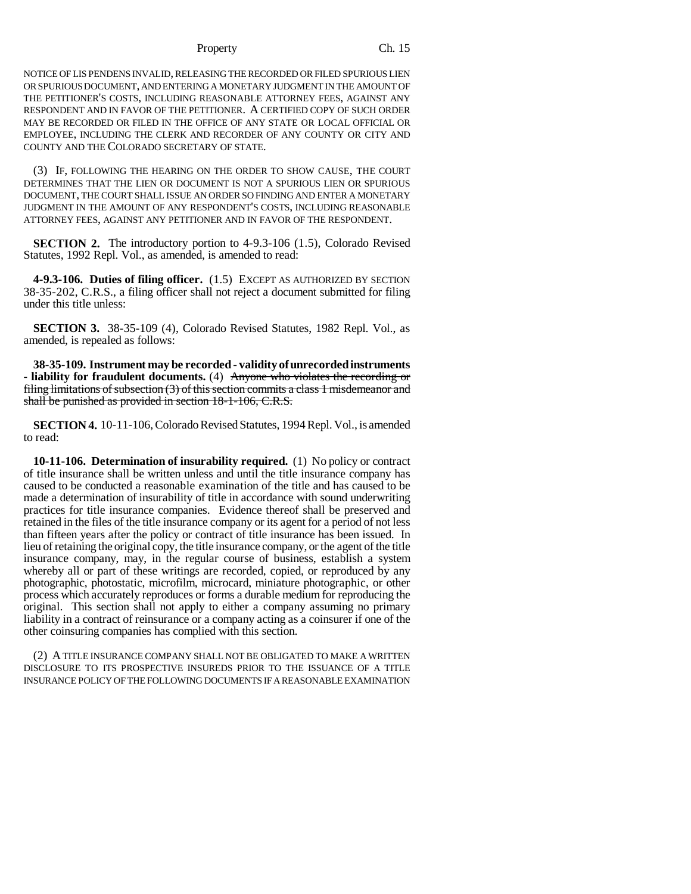NOTICE OF LIS PENDENS INVALID, RELEASING THE RECORDED OR FILED SPURIOUS LIEN OR SPURIOUS DOCUMENT, AND ENTERING A MONETARY JUDGMENT IN THE AMOUNT OF THE PETITIONER'S COSTS, INCLUDING REASONABLE ATTORNEY FEES, AGAINST ANY RESPONDENT AND IN FAVOR OF THE PETITIONER. A CERTIFIED COPY OF SUCH ORDER MAY BE RECORDED OR FILED IN THE OFFICE OF ANY STATE OR LOCAL OFFICIAL OR EMPLOYEE, INCLUDING THE CLERK AND RECORDER OF ANY COUNTY OR CITY AND COUNTY AND THE COLORADO SECRETARY OF STATE.

(3) IF, FOLLOWING THE HEARING ON THE ORDER TO SHOW CAUSE, THE COURT DETERMINES THAT THE LIEN OR DOCUMENT IS NOT A SPURIOUS LIEN OR SPURIOUS DOCUMENT, THE COURT SHALL ISSUE AN ORDER SO FINDING AND ENTER A MONETARY JUDGMENT IN THE AMOUNT OF ANY RESPONDENT'S COSTS, INCLUDING REASONABLE ATTORNEY FEES, AGAINST ANY PETITIONER AND IN FAVOR OF THE RESPONDENT.

**SECTION 2.** The introductory portion to 4-9.3-106 (1.5), Colorado Revised Statutes, 1992 Repl. Vol., as amended, is amended to read:

**4-9.3-106. Duties of filing officer.** (1.5) EXCEPT AS AUTHORIZED BY SECTION 38-35-202, C.R.S., a filing officer shall not reject a document submitted for filing under this title unless:

**SECTION 3.** 38-35-109 (4), Colorado Revised Statutes, 1982 Repl. Vol., as amended, is repealed as follows:

**38-35-109. Instrument may be recorded - validity of unrecorded instruments - liability for fraudulent documents.** (4) ~~Anyone who violates the recording or filing limitations of subsection (3) of this section commits a class 1 misdemeanor and shall be punished as provided in section 18-1-106, C.R.S.~~

**SECTION 4.** 10-11-106, Colorado Revised Statutes, 1994 Repl. Vol., is amended to read:

**10-11-106. Determination of insurability required.** (1) No policy or contract of title insurance shall be written unless and until the title insurance company has caused to be conducted a reasonable examination of the title and has caused to be made a determination of insurability of title in accordance with sound underwriting practices for title insurance companies. Evidence thereof shall be preserved and retained in the files of the title insurance company or its agent for a period of not less than fifteen years after the policy or contract of title insurance has been issued. In lieu of retaining the original copy, the title insurance company, or the agent of the title insurance company, may, in the regular course of business, establish a system whereby all or part of these writings are recorded, copied, or reproduced by any photographic, photostatic, microfilm, microcard, miniature photographic, or other process which accurately reproduces or forms a durable medium for reproducing the original. This section shall not apply to either a company assuming no primary liability in a contract of reinsurance or a company acting as a coinsurer if one of the other coinsuring companies has complied with this section.

(2) A TITLE INSURANCE COMPANY SHALL NOT BE OBLIGATED TO MAKE A WRITTEN DISCLOSURE TO ITS PROSPECTIVE INSUREDS PRIOR TO THE ISSUANCE OF A TITLE INSURANCE POLICY OF THE FOLLOWING DOCUMENTS IF A REASONABLE EXAMINATION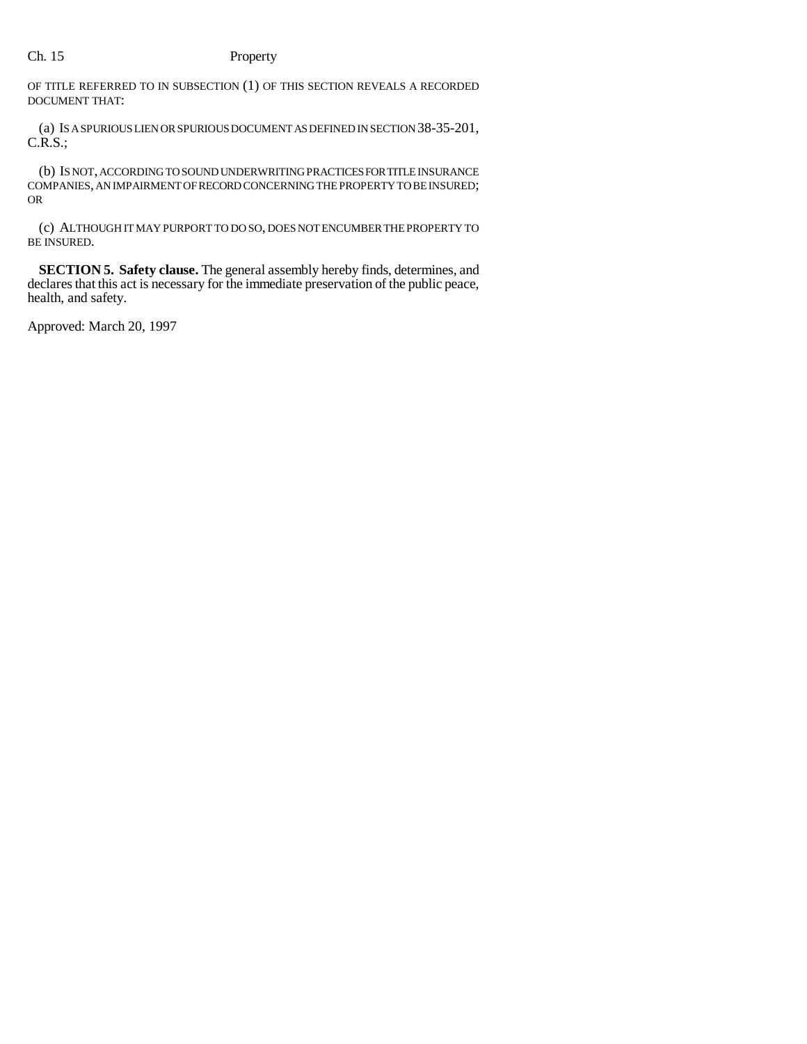OF TITLE REFERRED TO IN SUBSECTION (1) OF THIS SECTION REVEALS A RECORDED DOCUMENT THAT:

(a) IS A SPURIOUS LIEN OR SPURIOUS DOCUMENT AS DEFINED IN SECTION 38-35-201, C.R.S.;

(b) IS NOT, ACCORDING TO SOUND UNDERWRITING PRACTICES FOR TITLE INSURANCE COMPANIES, AN IMPAIRMENT OF RECORD CONCERNING THE PROPERTY TO BE INSURED; OR

(c) ALTHOUGH IT MAY PURPORT TO DO SO, DOES NOT ENCUMBER THE PROPERTY TO BE INSURED.

**SECTION 5. Safety clause.** The general assembly hereby finds, determines, and declares that this act is necessary for the immediate preservation of the public peace, health, and safety.

Approved: March 20, 1997